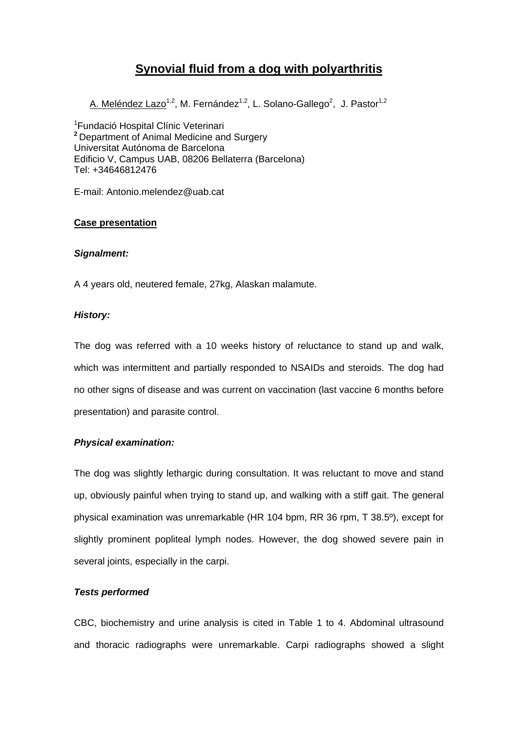# Synovial fluid from a dog with polyarthritis

A. Meléndez Lazo[1,2], M. Fernández[1,2], L. Solano-Gallego[2], J. Pastor[1,2]

[1]Fundació Hospital Clínic Veterinari
[2] Department of Animal Medicine and Surgery
Universitat Autónoma de Barcelona
Edificio V, Campus UAB, 08206 Bellaterra (Barcelona)
Tel: +34646812476

E-mail: Antonio.melendez@uab.cat

## Case presentation

### *Signalment:*

A 4 years old, neutered female, 27kg, Alaskan malamute.

### *History:*

The dog was referred with a 10 weeks history of reluctance to stand up and walk, which was intermittent and partially responded to NSAIDs and steroids. The dog had no other signs of disease and was current on vaccination (last vaccine 6 months before presentation) and parasite control.

### *Physical examination:*

The dog was slightly lethargic during consultation. It was reluctant to move and stand up, obviously painful when trying to stand up, and walking with a stiff gait. The general physical examination was unremarkable (HR 104 bpm, RR 36 rpm, T 38.5º), except for slightly prominent popliteal lymph nodes. However, the dog showed severe pain in several joints, especially in the carpi.

### *Tests performed*

CBC, biochemistry and urine analysis is cited in Table 1 to 4. Abdominal ultrasound and thoracic radiographs were unremarkable. Carpi radiographs showed a slight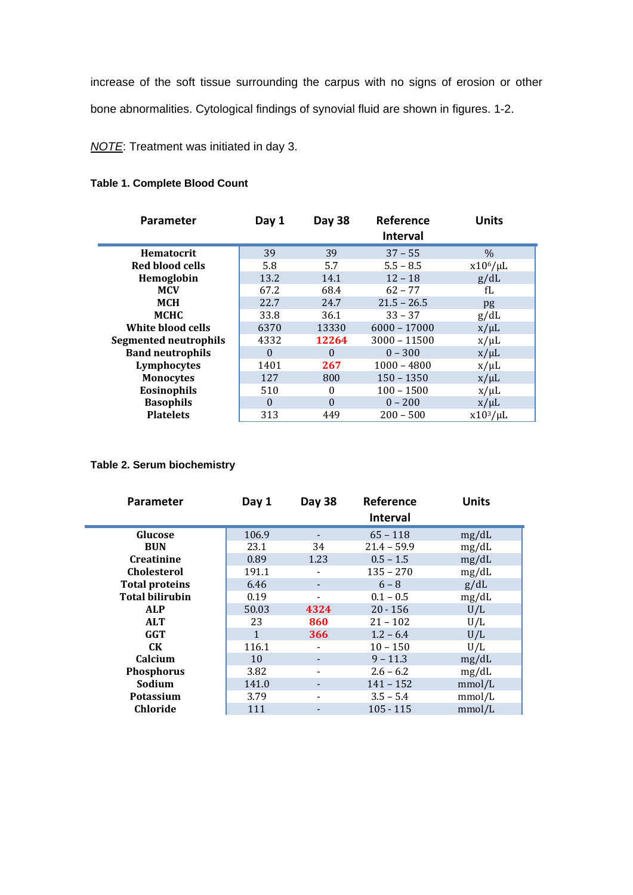increase of the soft tissue surrounding the carpus with no signs of erosion or other bone abnormalities. Cytological findings of synovial fluid are shown in figures. 1-2.

*NOTE*: Treatment was initiated in day 3.

**Table 1. Complete Blood Count**

| Parameter | Day 1 | Day 38 | Reference Interval | Units |
|---|---|---|---|---|
| **Hematocrit** | 39 | 39 | 37 – 55 | % |
| **Red blood cells** | 5.8 | 5.7 | 5.5 – 8.5 | $x10^6/\mu L$ |
| **Hemoglobin** | 13.2 | 14.1 | 12 – 18 | g/dL |
| **MCV** | 67.2 | 68.4 | 62 – 77 | fL |
| **MCH** | 22.7 | 24.7 | 21.5 – 26.5 | pg |
| **MCHC** | 33.8 | 36.1 | 33 – 37 | g/dL |
| **White blood cells** | 6370 | 13330 | 6000 – 17000 | x/μL |
| **Segmented neutrophils** | 4332 | **12264** | 3000 – 11500 | x/μL |
| **Band neutrophils** | 0 | 0 | 0 – 300 | x/μL |
| **Lymphocytes** | 1401 | **267** | 1000 – 4800 | x/μL |
| **Monocytes** | 127 | 800 | 150 – 1350 | x/μL |
| **Eosinophils** | 510 | 0 | 100 – 1500 | x/μL |
| **Basophils** | 0 | 0 | 0 – 200 | x/μL |
| **Platelets** | 313 | 449 | 200 – 500 | $x10^3/\mu L$ |

**Table 2. Serum biochemistry**

| Parameter | Day 1 | Day 38 | Reference Interval | Units |
|---|---|---|---|---|
| **Glucose** | 106.9 | - | 65 – 118 | mg/dL |
| **BUN** | 23.1 | 34 | 21.4 – 59.9 | mg/dL |
| **Creatinine** | 0.89 | 1.23 | 0.5 – 1.5 | mg/dL |
| **Cholesterol** | 191.1 | - | 135 – 270 | mg/dL |
| **Total proteins** | 6.46 | - | 6 – 8 | g/dL |
| **Total bilirubin** | 0.19 | - | 0.1 – 0.5 | mg/dL |
| **ALP** | 50.03 | **4324** | 20 - 156 | U/L |
| **ALT** | 23 | **860** | 21 – 102 | U/L |
| **GGT** | 1 | **366** | 1.2 – 6.4 | U/L |
| **CK** | 116.1 | - | 10 – 150 | U/L |
| **Calcium** | 10 | - | 9 – 11.3 | mg/dL |
| **Phosphorus** | 3.82 | - | 2.6 – 6.2 | mg/dL |
| **Sodium** | 141.0 | - | 141 – 152 | mmol/L |
| **Potassium** | 3.79 | - | 3.5 – 5.4 | mmol/L |
| **Chloride** | 111 | - | 105 - 115 | mmol/L |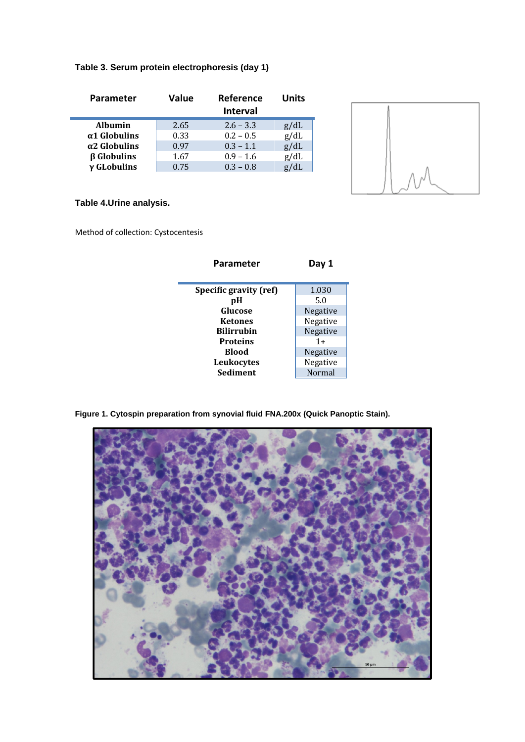**Table 3. Serum protein electrophoresis (day 1)**

| Parameter | Value | Reference Interval | Units |
|---|---|---|---|
| **Albumin** | 2.65 | 2.6 – 3.3 | g/dL |
| **α1 Globulins** | 0.33 | 0.2 – 0.5 | g/dL |
| **α2 Globulins** | 0.97 | 0.3 – 1.1 | g/dL |
| **β Globulins** | 1.67 | 0.9 – 1.6 | g/dL |
| **γ GLobulins** | 0.75 | 0.3 – 0.8 | g/dL |

**Table 4.Urine analysis.**

Method of collection: Cystocentesis

| Parameter | Day 1 |
|---|---|
| **Specific gravity (ref)** | 1.030 |
| **pH** | 5.0 |
| **Glucose** | Negative |
| **Ketones** | Negative |
| **Bilirrubin** | Negative |
| **Proteins** | 1+ |
| **Blood** | Negative |
| **Leukocytes** | Negative |
| **Sediment** | Normal |

**Figure 1. Cytospin preparation from synovial fluid FNA.200x (Quick Panoptic Stain).**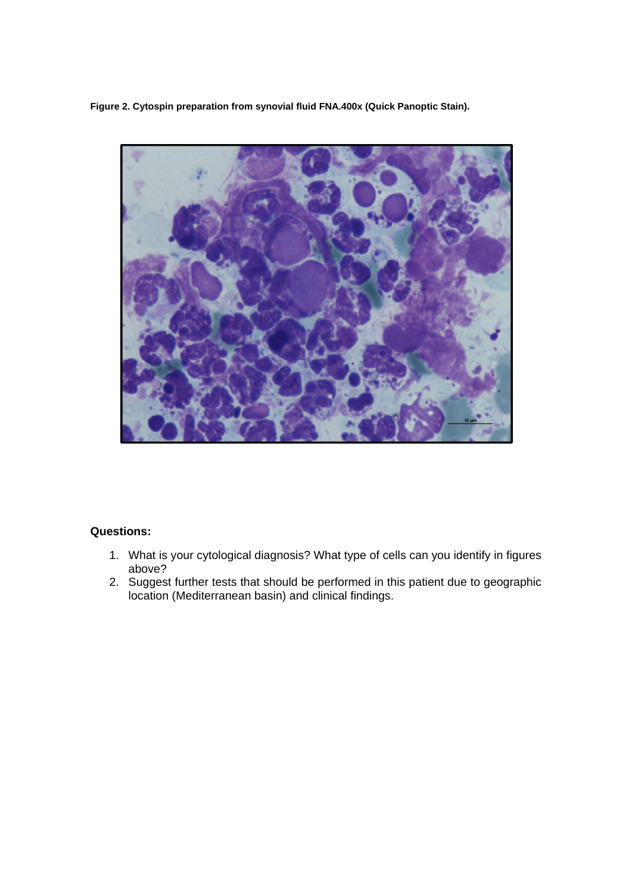**Figure 2. Cytospin preparation from synovial fluid FNA.400x (Quick Panoptic Stain).**

**Questions:**

1. What is your cytological diagnosis? What type of cells can you identify in figures above?
2. Suggest further tests that should be performed in this patient due to geographic location (Mediterranean basin) and clinical findings.